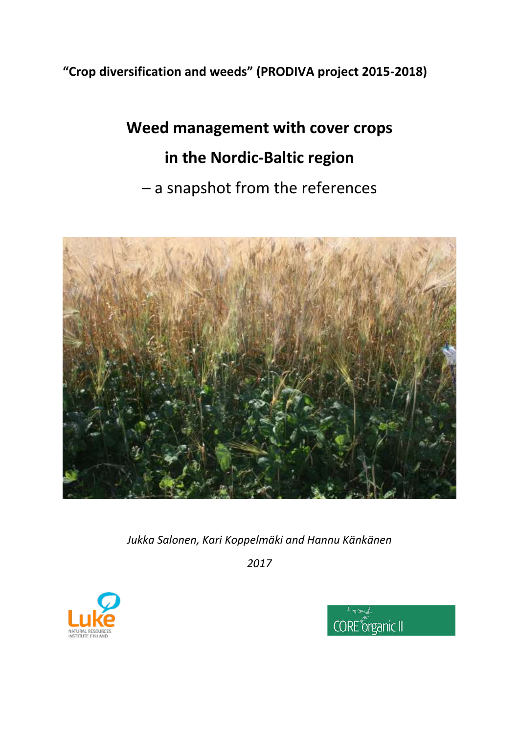**"Crop diversification and weeds" (PRODIVA project 2015-2018)**

# Weed management with cover crops in the Nordic-Baltic region

## – a snapshot from the references

*Jukka Salonen, Kari Koppelmäki and Hannu Känkänen*

*2017*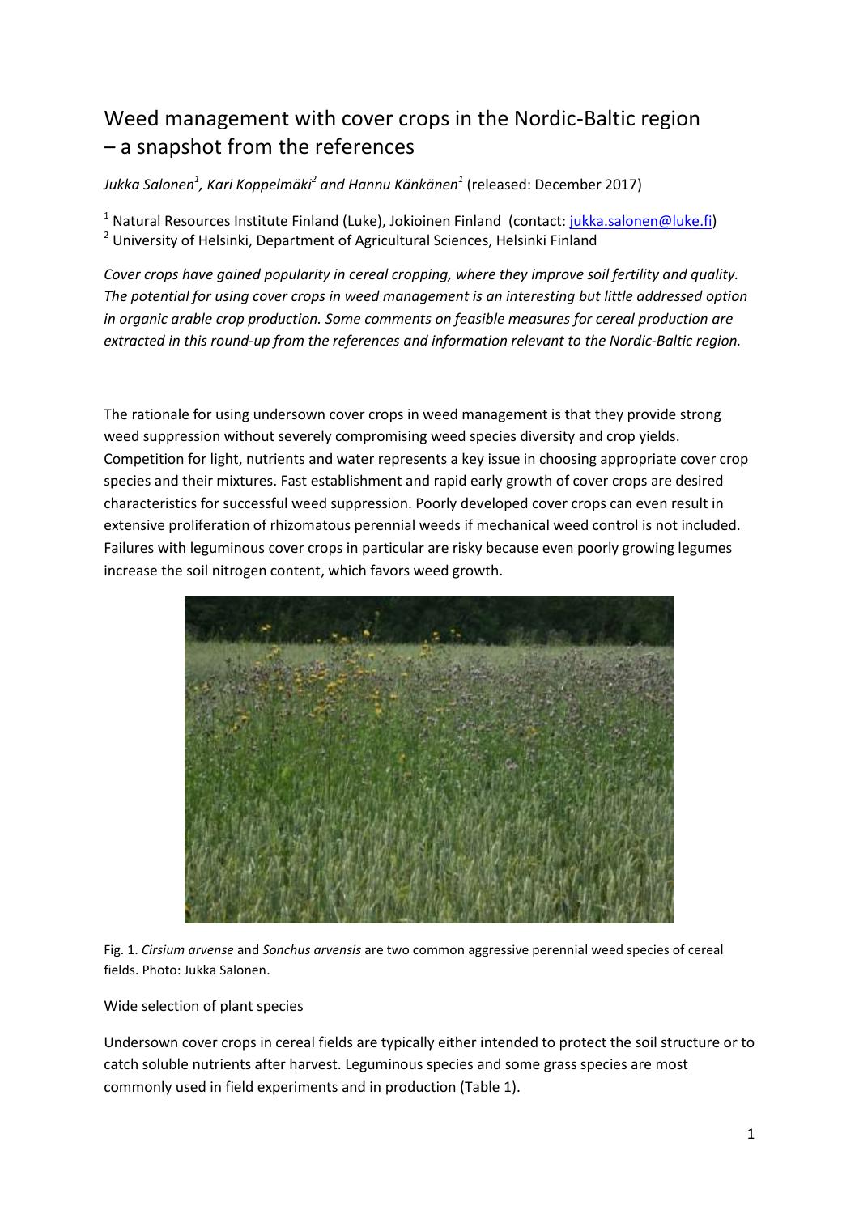# Weed management with cover crops in the Nordic-Baltic region – a snapshot from the references

*Jukka Salonen[1], Kari Koppelmäki[2] and Hannu Känkänen[1]* (released: December 2017)

[1] Natural Resources Institute Finland (Luke), Jokioinen Finland (contact: jukka.salonen@luke.fi)
[2] University of Helsinki, Department of Agricultural Sciences, Helsinki Finland

*Cover crops have gained popularity in cereal cropping, where they improve soil fertility and quality. The potential for using cover crops in weed management is an interesting but little addressed option in organic arable crop production. Some comments on feasible measures for cereal production are extracted in this round-up from the references and information relevant to the Nordic-Baltic region.*

The rationale for using undersown cover crops in weed management is that they provide strong weed suppression without severely compromising weed species diversity and crop yields. Competition for light, nutrients and water represents a key issue in choosing appropriate cover crop species and their mixtures. Fast establishment and rapid early growth of cover crops are desired characteristics for successful weed suppression. Poorly developed cover crops can even result in extensive proliferation of rhizomatous perennial weeds if mechanical weed control is not included. Failures with leguminous cover crops in particular are risky because even poorly growing legumes increase the soil nitrogen content, which favors weed growth.

Fig. 1. *Cirsium arvense* and *Sonchus arvensis* are two common aggressive perennial weed species of cereal fields. Photo: Jukka Salonen.

Wide selection of plant species

Undersown cover crops in cereal fields are typically either intended to protect the soil structure or to catch soluble nutrients after harvest. Leguminous species and some grass species are most commonly used in field experiments and in production (Table 1).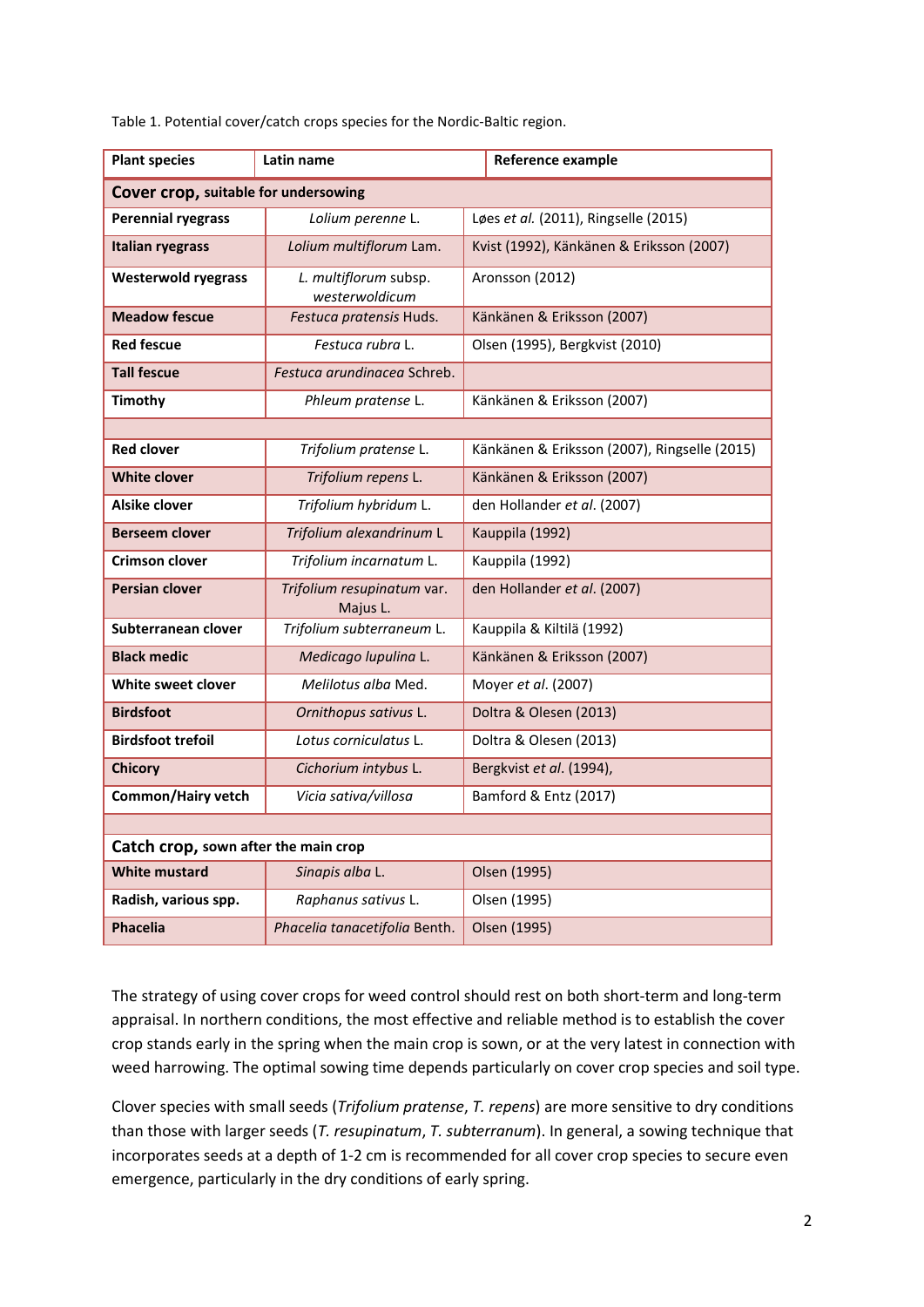Table 1. Potential cover/catch crops species for the Nordic-Baltic region.

| Plant species | Latin name | Reference example |
|---|---|---|
| **Cover crop, suitable for undersowing** | | |
| **Perennial ryegrass** | *Lolium perenne* L. | Løes *et al.* (2011), Ringselle (2015) |
| **Italian ryegrass** | *Lolium multiflorum* Lam. | Kvist (1992), Känkänen & Eriksson (2007) |
| **Westerwold ryegrass** | *L. multiflorum* subsp. *westerwoldicum* | Aronsson (2012) |
| **Meadow fescue** | *Festuca pratensis* Huds. | Känkänen & Eriksson (2007) |
| **Red fescue** | *Festuca rubra* L. | Olsen (1995), Bergkvist (2010) |
| **Tall fescue** | *Festuca arundinacea* Schreb. | |
| **Timothy** | *Phleum pratense* L. | Känkänen & Eriksson (2007) |
| | | |
| **Red clover** | *Trifolium pratense* L. | Känkänen & Eriksson (2007), Ringselle (2015) |
| **White clover** | *Trifolium repens* L. | Känkänen & Eriksson (2007) |
| **Alsike clover** | *Trifolium hybridum* L. | den Hollander *et al.* (2007) |
| **Berseem clover** | *Trifolium alexandrinum* L | Kauppila (1992) |
| **Crimson clover** | *Trifolium incarnatum* L. | Kauppila (1992) |
| **Persian clover** | *Trifolium resupinatum* var. Majus L. | den Hollander *et al.* (2007) |
| **Subterranean clover** | *Trifolium subterraneum* L. | Kauppila & Kiltilä (1992) |
| **Black medic** | *Medicago lupulina* L. | Känkänen & Eriksson (2007) |
| **White sweet clover** | *Melilotus alba* Med. | Moyer *et al.* (2007) |
| **Birdsfoot** | *Ornithopus sativus* L. | Doltra & Olesen (2013) |
| **Birdsfoot trefoil** | *Lotus corniculatus* L. | Doltra & Olesen (2013) |
| **Chicory** | *Cichorium intybus* L. | Bergkvist *et al.* (1994), |
| **Common/Hairy vetch** | *Vicia sativa/villosa* | Bamford & Entz (2017) |
| | | |
| **Catch crop, sown after the main crop** | | |
| **White mustard** | *Sinapis alba* L. | Olsen (1995) |
| **Radish, various spp.** | *Raphanus sativus* L. | Olsen (1995) |
| **Phacelia** | *Phacelia tanacetifolia* Benth. | Olsen (1995) |

The strategy of using cover crops for weed control should rest on both short-term and long-term appraisal. In northern conditions, the most effective and reliable method is to establish the cover crop stands early in the spring when the main crop is sown, or at the very latest in connection with weed harrowing. The optimal sowing time depends particularly on cover crop species and soil type.

Clover species with small seeds (*Trifolium pratense*, *T. repens*) are more sensitive to dry conditions than those with larger seeds (*T. resupinatum*, *T. subterranum*). In general, a sowing technique that incorporates seeds at a depth of 1-2 cm is recommended for all cover crop species to secure even emergence, particularly in the dry conditions of early spring.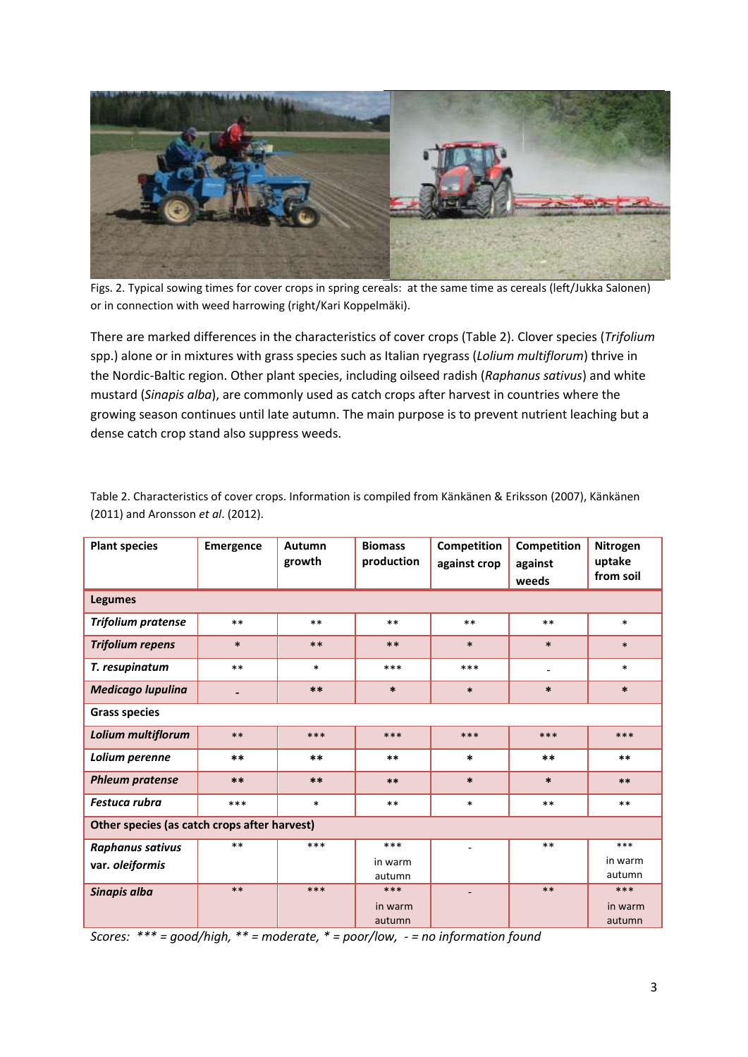Figs. 2. Typical sowing times for cover crops in spring cereals: at the same time as cereals (left/Jukka Salonen) or in connection with weed harrowing (right/Kari Koppelmäki).

There are marked differences in the characteristics of cover crops (Table 2). Clover species (*Trifolium* spp.) alone or in mixtures with grass species such as Italian ryegrass (*Lolium multiflorum*) thrive in the Nordic-Baltic region. Other plant species, including oilseed radish (*Raphanus sativus*) and white mustard (*Sinapis alba*), are commonly used as catch crops after harvest in countries where the growing season continues until late autumn. The main purpose is to prevent nutrient leaching but a dense catch crop stand also suppress weeds.

Table 2. Characteristics of cover crops. Information is compiled from Känkänen & Eriksson (2007), Känkänen (2011) and Aronsson *et al*. (2012).

| Plant species | Emergence | Autumn growth | Biomass production | Competition against crop | Competition against weeds | Nitrogen uptake from soil |
|---|---|---|---|---|---|---|
| **Legumes** | | | | | | |
| ***Trifolium pratense*** | ** | ** | ** | ** | ** | * |
| ***Trifolium repens*** | * | ** | ** | * | * | * |
| ***T. resupinatum*** | ** | * | *** | *** | - | * |
| ***Medicago lupulina*** | - | ** | * | * | * | * |
| **Grass species** | | | | | | |
| ***Lolium multiflorum*** | ** | *** | *** | *** | *** | *** |
| ***Lolium perenne*** | ** | ** | ** | * | ** | ** |
| ***Phleum pratense*** | ** | ** | ** | * | * | ** |
| ***Festuca rubra*** | *** | * | ** | * | ** | ** |
| **Other species (as catch crops after harvest)** | | | | | | |
| ***Raphanus sativus* var. *oleiformis*** | ** | *** | *** in warm autumn | - | ** | *** in warm autumn |
| ***Sinapis alba*** | ** | *** | *** in warm autumn | - | ** | *** in warm autumn |

*Scores: *** = good/high, ** = moderate, * = poor/low, - = no information found*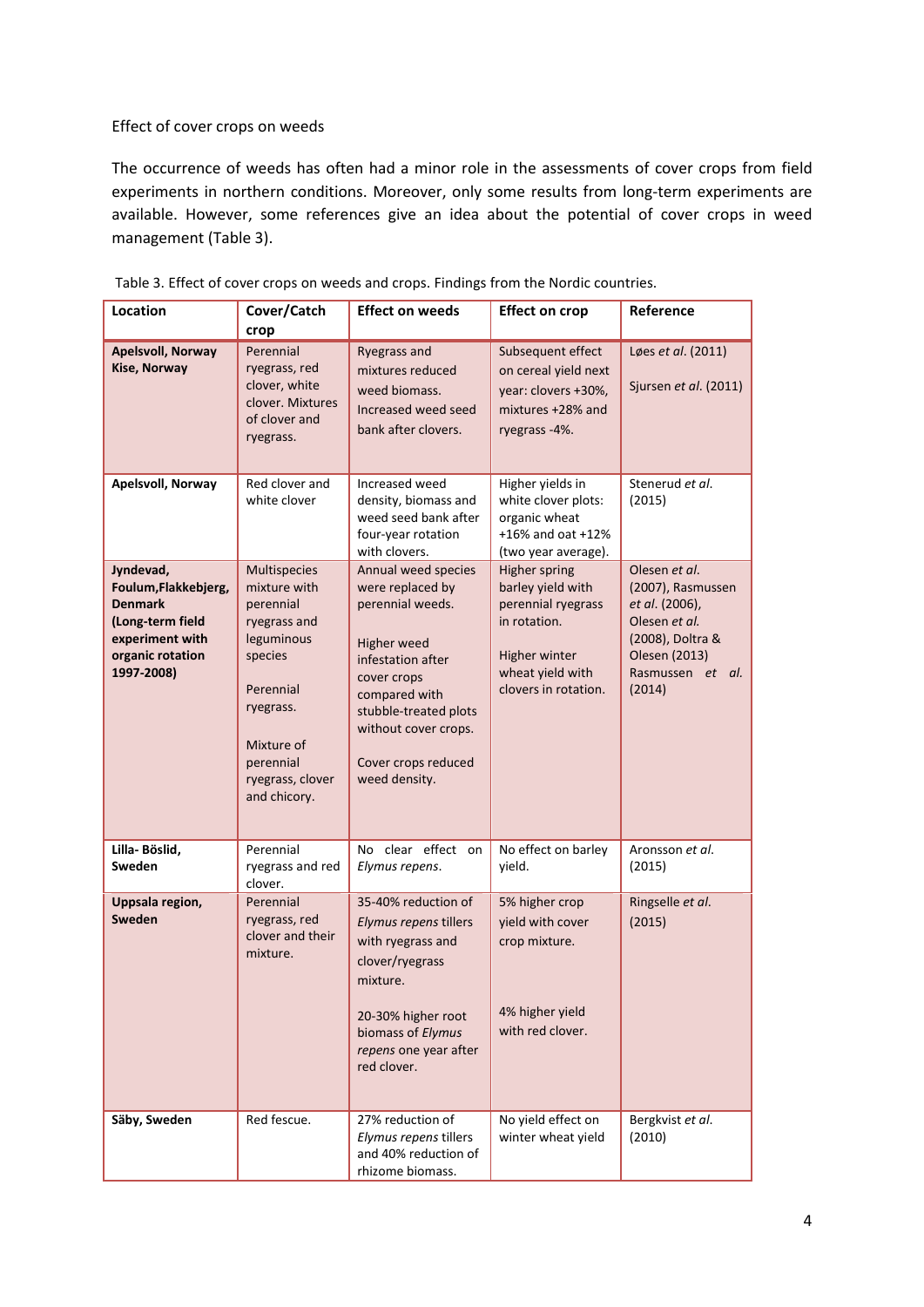Effect of cover crops on weeds

The occurrence of weeds has often had a minor role in the assessments of cover crops from field experiments in northern conditions. Moreover, only some results from long-term experiments are available. However, some references give an idea about the potential of cover crops in weed management (Table 3).

Table 3. Effect of cover crops on weeds and crops. Findings from the Nordic countries.

| Location | Cover/Catch crop | Effect on weeds | Effect on crop | Reference |
|---|---|---|---|---|
| **Apelsvoll, Norway** **Kise, Norway** | Perennial ryegrass, red clover, white clover. Mixtures of clover and ryegrass. | Ryegrass and mixtures reduced weed biomass. Increased weed seed bank after clovers. | Subsequent effect on cereal yield next year: clovers +30%, mixtures +28% and ryegrass -4%. | Løes *et al*. (2011) Sjursen *et al*. (2011) |
| **Apelsvoll, Norway** | Red clover and white clover | Increased weed density, biomass and weed seed bank after four-year rotation with clovers. | Higher yields in white clover plots: organic wheat +16% and oat +12% (two year average). | Stenerud *et al.* (2015) |
| **Jyndevad, Foulum,Flakkebjerg, Denmark (Long-term field experiment with organic rotation 1997-2008)** | Multispecies mixture with perennial ryegrass and leguminous species<br><br>Perennial ryegrass.<br><br>Mixture of perennial ryegrass, clover and chicory. | Annual weed species were replaced by perennial weeds.<br><br>Higher weed infestation after cover crops compared with stubble-treated plots without cover crops.<br><br>Cover crops reduced weed density. | Higher spring barley yield with perennial ryegrass in rotation.<br><br>Higher winter wheat yield with clovers in rotation. | Olesen *et al.* (2007), Rasmussen *et al.* (2006), Olesen *et al.* (2008), Doltra & Olesen (2013) Rasmussen *et al.* (2014) |
| **Lilla- Böslid, Sweden** | Perennial ryegrass and red clover. | No clear effect on *Elymus repens*. | No effect on barley yield. | Aronsson *et al.* (2015) |
| **Uppsala region, Sweden** | Perennial ryegrass, red clover and their mixture. | 35-40% reduction of *Elymus repens* tillers with ryegrass and clover/ryegrass mixture.<br><br>20-30% higher root biomass of *Elymus repens* one year after red clover. | 5% higher crop yield with cover crop mixture.<br><br>4% higher yield with red clover. | Ringselle *et al.* (2015) |
| **Säby, Sweden** | Red fescue. | 27% reduction of *Elymus repens* tillers and 40% reduction of rhizome biomass. | No yield effect on winter wheat yield | Bergkvist *et al.* (2010) |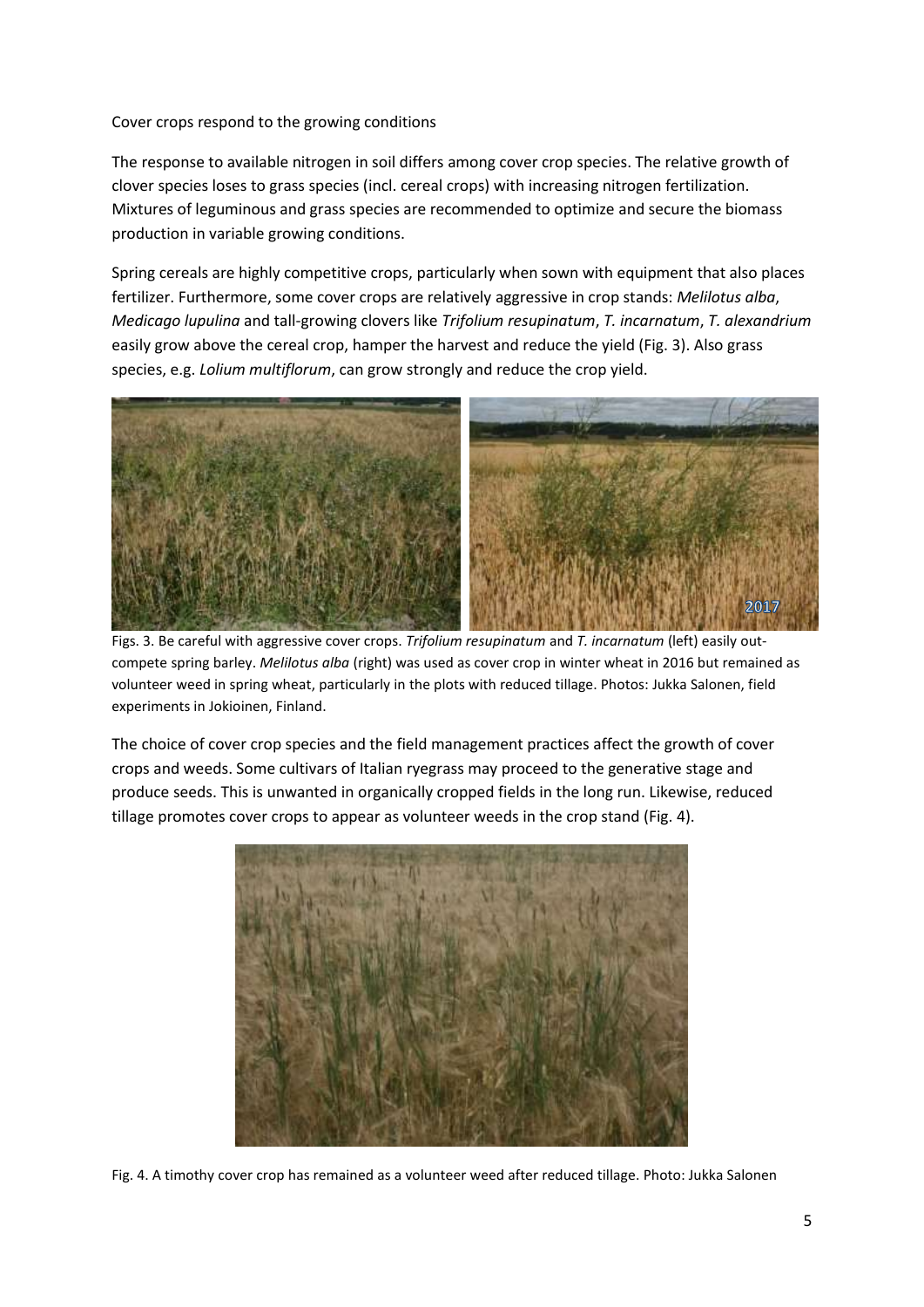Cover crops respond to the growing conditions

The response to available nitrogen in soil differs among cover crop species. The relative growth of clover species loses to grass species (incl. cereal crops) with increasing nitrogen fertilization. Mixtures of leguminous and grass species are recommended to optimize and secure the biomass production in variable growing conditions.

Spring cereals are highly competitive crops, particularly when sown with equipment that also places fertilizer. Furthermore, some cover crops are relatively aggressive in crop stands: *Melilotus alba*, *Medicago lupulina* and tall-growing clovers like *Trifolium resupinatum*, *T. incarnatum*, *T. alexandrium* easily grow above the cereal crop, hamper the harvest and reduce the yield (Fig. 3). Also grass species, e.g. *Lolium multiflorum*, can grow strongly and reduce the crop yield.

Figs. 3. Be careful with aggressive cover crops. *Trifolium resupinatum* and *T. incarnatum* (left) easily out-compete spring barley. *Melilotus alba* (right) was used as cover crop in winter wheat in 2016 but remained as volunteer weed in spring wheat, particularly in the plots with reduced tillage. Photos: Jukka Salonen, field experiments in Jokioinen, Finland.

The choice of cover crop species and the field management practices affect the growth of cover crops and weeds. Some cultivars of Italian ryegrass may proceed to the generative stage and produce seeds. This is unwanted in organically cropped fields in the long run. Likewise, reduced tillage promotes cover crops to appear as volunteer weeds in the crop stand (Fig. 4).

Fig. 4. A timothy cover crop has remained as a volunteer weed after reduced tillage. Photo: Jukka Salonen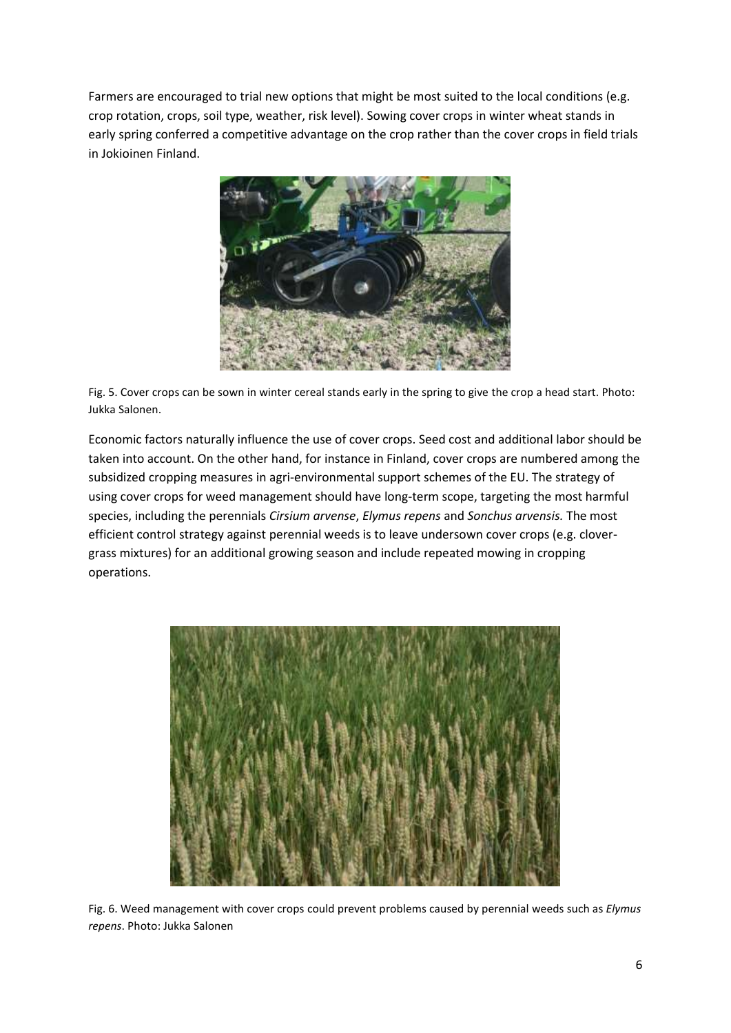Farmers are encouraged to trial new options that might be most suited to the local conditions (e.g. crop rotation, crops, soil type, weather, risk level). Sowing cover crops in winter wheat stands in early spring conferred a competitive advantage on the crop rather than the cover crops in field trials in Jokioinen Finland.

Fig. 5. Cover crops can be sown in winter cereal stands early in the spring to give the crop a head start. Photo: Jukka Salonen.

Economic factors naturally influence the use of cover crops. Seed cost and additional labor should be taken into account. On the other hand, for instance in Finland, cover crops are numbered among the subsidized cropping measures in agri-environmental support schemes of the EU. The strategy of using cover crops for weed management should have long-term scope, targeting the most harmful species, including the perennials *Cirsium arvense*, *Elymus repens* and *Sonchus arvensis.* The most efficient control strategy against perennial weeds is to leave undersown cover crops (e.g. clover-grass mixtures) for an additional growing season and include repeated mowing in cropping operations.

Fig. 6. Weed management with cover crops could prevent problems caused by perennial weeds such as *Elymus repens*. Photo: Jukka Salonen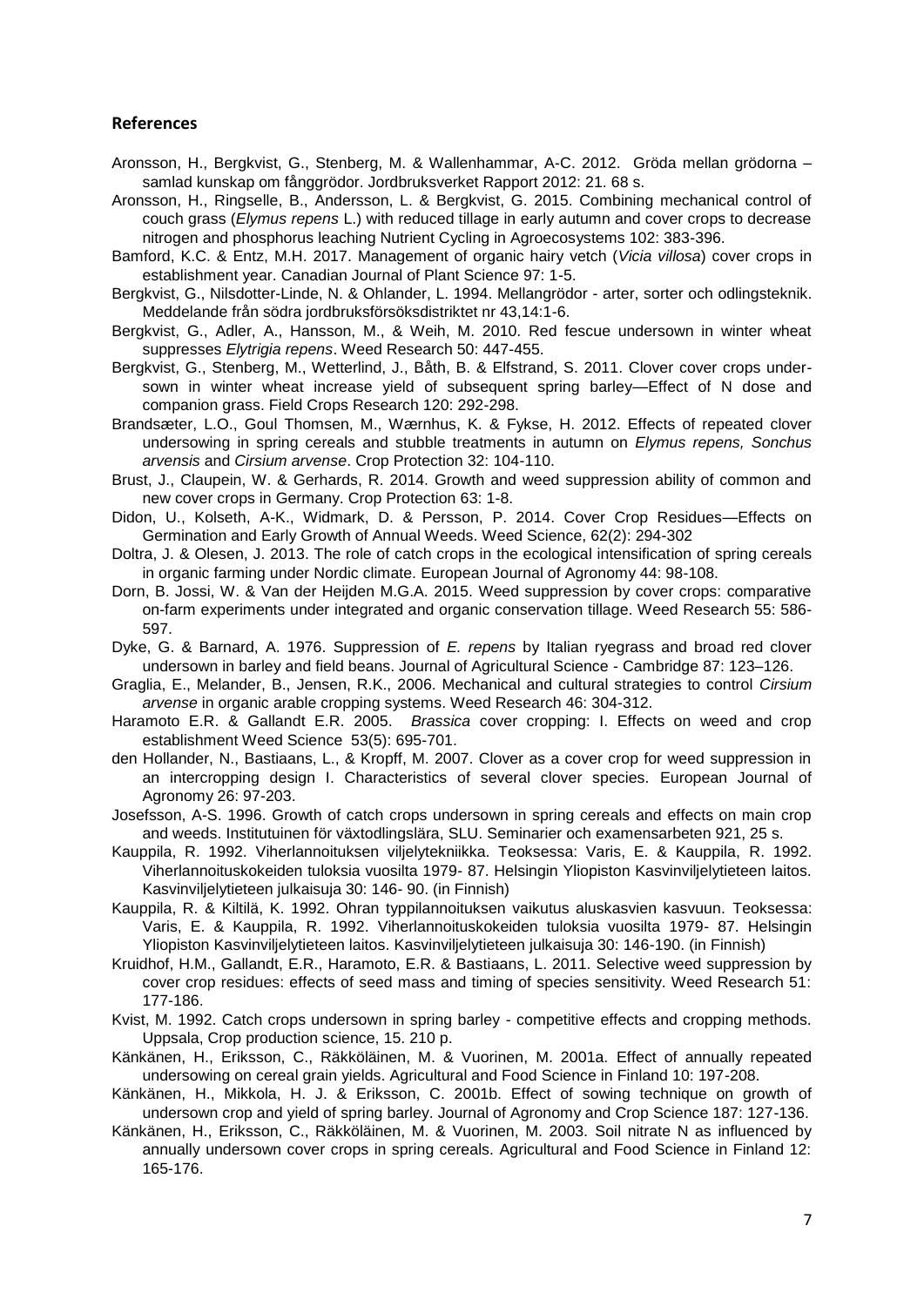## References

Aronsson, H., Bergkvist, G., Stenberg, M. & Wallenhammar, A-C. 2012. Gröda mellan grödorna – samlad kunskap om fånggrödor. Jordbruksverket Rapport 2012: 21. 68 s.

Aronsson, H., Ringselle, B., Andersson, L. & Bergkvist, G. 2015. Combining mechanical control of couch grass (*Elymus repens* L.) with reduced tillage in early autumn and cover crops to decrease nitrogen and phosphorus leaching Nutrient Cycling in Agroecosystems 102: 383-396.

Bamford, K.C. & Entz, M.H. 2017. Management of organic hairy vetch (*Vicia villosa*) cover crops in establishment year. Canadian Journal of Plant Science 97: 1-5.

Bergkvist, G., Nilsdotter-Linde, N. & Ohlander, L. 1994. Mellangrödor - arter, sorter och odlingsteknik. Meddelande från södra jordbruksförsöksdistriktet nr 43,14:1-6.

Bergkvist, G., Adler, A., Hansson, M., & Weih, M. 2010. Red fescue undersown in winter wheat suppresses *Elytrigia repens*. Weed Research 50: 447-455.

Bergkvist, G., Stenberg, M., Wetterlind, J., Båth, B. & Elfstrand, S. 2011. Clover cover crops undersown in winter wheat increase yield of subsequent spring barley—Effect of N dose and companion grass. Field Crops Research 120: 292-298.

Brandsæter, L.O., Goul Thomsen, M., Wærnhus, K. & Fykse, H. 2012. Effects of repeated clover undersowing in spring cereals and stubble treatments in autumn on *Elymus repens, Sonchus arvensis* and *Cirsium arvense*. Crop Protection 32: 104-110.

Brust, J., Claupein, W. & Gerhards, R. 2014. Growth and weed suppression ability of common and new cover crops in Germany. Crop Protection 63: 1-8.

Didon, U., Kolseth, A-K., Widmark, D. & Persson, P. 2014. Cover Crop Residues—Effects on Germination and Early Growth of Annual Weeds. Weed Science, 62(2): 294-302

Doltra, J. & Olesen, J. 2013. The role of catch crops in the ecological intensification of spring cereals in organic farming under Nordic climate. European Journal of Agronomy 44: 98-108.

Dorn, B. Jossi, W. & Van der Heijden M.G.A. 2015. Weed suppression by cover crops: comparative on-farm experiments under integrated and organic conservation tillage. Weed Research 55: 586-597.

Dyke, G. & Barnard, A. 1976. Suppression of *E. repens* by Italian ryegrass and broad red clover undersown in barley and field beans. Journal of Agricultural Science - Cambridge 87: 123–126.

Graglia, E., Melander, B., Jensen, R.K., 2006. Mechanical and cultural strategies to control *Cirsium arvense* in organic arable cropping systems. Weed Research 46: 304-312.

Haramoto E.R. & Gallandt E.R. 2005. *Brassica* cover cropping: I. Effects on weed and crop establishment Weed Science 53(5): 695-701.

den Hollander, N., Bastiaans, L., & Kropff, M. 2007. Clover as a cover crop for weed suppression in an intercropping design I. Characteristics of several clover species. European Journal of Agronomy 26: 97-203.

Josefsson, A-S. 1996. Growth of catch crops undersown in spring cereals and effects on main crop and weeds. Institutuinen för växtodlingslära, SLU. Seminarier och examensarbeten 921, 25 s.

Kauppila, R. 1992. Viherlannoituksen viljelytekniikka. Teoksessa: Varis, E. & Kauppila, R. 1992. Viherlannoituskokeiden tuloksia vuosilta 1979- 87. Helsingin Yliopiston Kasvinviljelytieteen laitos. Kasvinviljelytieteen julkaisuja 30: 146- 90. (in Finnish)

Kauppila, R. & Kiltilä, K. 1992. Ohran typpilannoituksen vaikutus aluskasvien kasvuun. Teoksessa: Varis, E. & Kauppila, R. 1992. Viherlannoituskokeiden tuloksia vuosilta 1979- 87. Helsingin Yliopiston Kasvinviljelytieteen laitos. Kasvinviljelytieteen julkaisuja 30: 146-190. (in Finnish)

Kruidhof, H.M., Gallandt, E.R., Haramoto, E.R. & Bastiaans, L. 2011. Selective weed suppression by cover crop residues: effects of seed mass and timing of species sensitivity. Weed Research 51: 177-186.

Kvist, M. 1992. Catch crops undersown in spring barley - competitive effects and cropping methods. Uppsala, Crop production science, 15. 210 p.

Känkänen, H., Eriksson, C., Räkköläinen, M. & Vuorinen, M. 2001a. Effect of annually repeated undersowing on cereal grain yields. Agricultural and Food Science in Finland 10: 197-208.

Känkänen, H., Mikkola, H. J. & Eriksson, C. 2001b. Effect of sowing technique on growth of undersown crop and yield of spring barley. Journal of Agronomy and Crop Science 187: 127-136.

Känkänen, H., Eriksson, C., Räkköläinen, M. & Vuorinen, M. 2003. Soil nitrate N as influenced by annually undersown cover crops in spring cereals. Agricultural and Food Science in Finland 12: 165-176.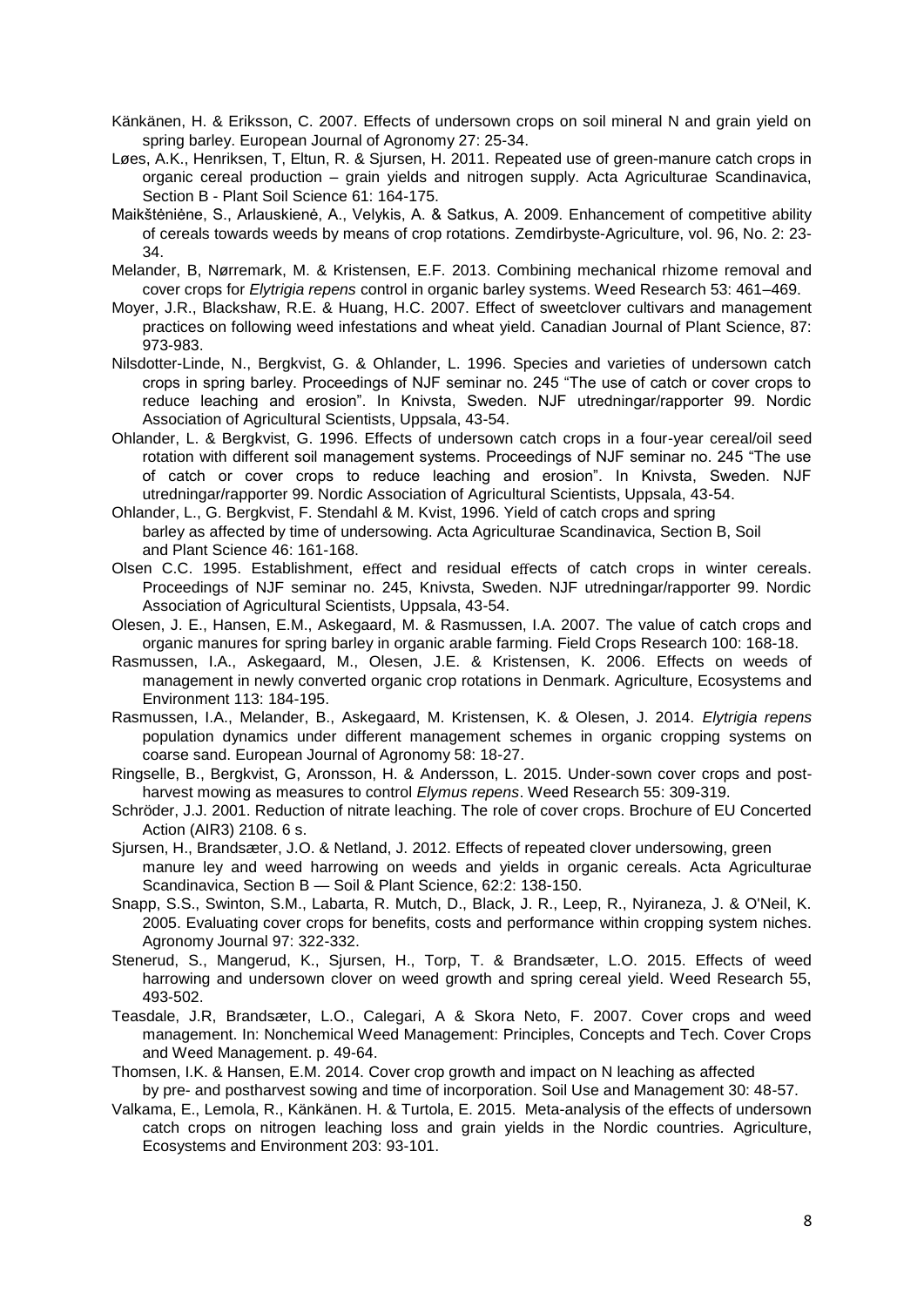Känkänen, H. & Eriksson, C. 2007. Effects of undersown crops on soil mineral N and grain yield on spring barley. European Journal of Agronomy 27: 25-34.

Løes, A.K., Henriksen, T, Eltun, R. & Sjursen, H. 2011. Repeated use of green-manure catch crops in organic cereal production – grain yields and nitrogen supply. Acta Agriculturae Scandinavica, Section B - Plant Soil Science 61: 164-175.

Maikštėnienė, S., Arlauskienė, A., Velykis, A. & Satkus, A. 2009. Enhancement of competitive ability of cereals towards weeds by means of crop rotations. Zemdirbyste-Agriculture, vol. 96, No. 2: 23-34.

Melander, B, Nørremark, M. & Kristensen, E.F. 2013. Combining mechanical rhizome removal and cover crops for *Elytrigia repens* control in organic barley systems. Weed Research 53: 461–469.

Moyer, J.R., Blackshaw, R.E. & Huang, H.C. 2007. Effect of sweetclover cultivars and management practices on following weed infestations and wheat yield. Canadian Journal of Plant Science, 87: 973-983.

Nilsdotter-Linde, N., Bergkvist, G. & Ohlander, L. 1996. Species and varieties of undersown catch crops in spring barley. Proceedings of NJF seminar no. 245 "The use of catch or cover crops to reduce leaching and erosion". In Knivsta, Sweden. NJF utredningar/rapporter 99. Nordic Association of Agricultural Scientists, Uppsala, 43-54.

Ohlander, L. & Bergkvist, G. 1996. Effects of undersown catch crops in a four-year cereal/oil seed rotation with different soil management systems. Proceedings of NJF seminar no. 245 "The use of catch or cover crops to reduce leaching and erosion". In Knivsta, Sweden. NJF utredningar/rapporter 99. Nordic Association of Agricultural Scientists, Uppsala, 43-54.

Ohlander, L., G. Bergkvist, F. Stendahl & M. Kvist, 1996. Yield of catch crops and spring barley as affected by time of undersowing. Acta Agriculturae Scandinavica, Section B, Soil and Plant Science 46: 161-168.

Olsen C.C. 1995. Establishment, effect and residual effects of catch crops in winter cereals. Proceedings of NJF seminar no. 245, Knivsta, Sweden. NJF utredningar/rapporter 99. Nordic Association of Agricultural Scientists, Uppsala, 43-54.

Olesen, J. E., Hansen, E.M., Askegaard, M. & Rasmussen, I.A. 2007. The value of catch crops and organic manures for spring barley in organic arable farming. Field Crops Research 100: 168-18.

Rasmussen, I.A., Askegaard, M., Olesen, J.E. & Kristensen, K. 2006. Effects on weeds of management in newly converted organic crop rotations in Denmark. Agriculture, Ecosystems and Environment 113: 184-195.

Rasmussen, I.A., Melander, B., Askegaard, M. Kristensen, K. & Olesen, J. 2014. *Elytrigia repens* population dynamics under different management schemes in organic cropping systems on coarse sand. European Journal of Agronomy 58: 18-27.

Ringselle, B., Bergkvist, G, Aronsson, H. & Andersson, L. 2015. Under-sown cover crops and post-harvest mowing as measures to control *Elymus repens*. Weed Research 55: 309-319.

Schröder, J.J. 2001. Reduction of nitrate leaching. The role of cover crops. Brochure of EU Concerted Action (AIR3) 2108. 6 s.

Sjursen, H., Brandsæter, J.O. & Netland, J. 2012. Effects of repeated clover undersowing, green manure ley and weed harrowing on weeds and yields in organic cereals. Acta Agriculturae Scandinavica, Section B — Soil & Plant Science, 62:2: 138-150.

Snapp, S.S., Swinton, S.M., Labarta, R. Mutch, D., Black, J. R., Leep, R., Nyiraneza, J. & O'Neil, K. 2005. Evaluating cover crops for benefits, costs and performance within cropping system niches. Agronomy Journal 97: 322-332.

Stenerud, S., Mangerud, K., Sjursen, H., Torp, T. & Brandsæter, L.O. 2015. Effects of weed harrowing and undersown clover on weed growth and spring cereal yield. Weed Research 55, 493-502.

Teasdale, J.R, Brandsæter, L.O., Calegari, A & Skora Neto, F. 2007. Cover crops and weed management. In: Nonchemical Weed Management: Principles, Concepts and Tech. Cover Crops and Weed Management. p. 49-64.

Thomsen, I.K. & Hansen, E.M. 2014. Cover crop growth and impact on N leaching as affected by pre- and postharvest sowing and time of incorporation. Soil Use and Management 30: 48-57.

Valkama, E., Lemola, R., Känkänen. H. & Turtola, E. 2015. Meta-analysis of the effects of undersown catch crops on nitrogen leaching loss and grain yields in the Nordic countries. Agriculture, Ecosystems and Environment 203: 93-101.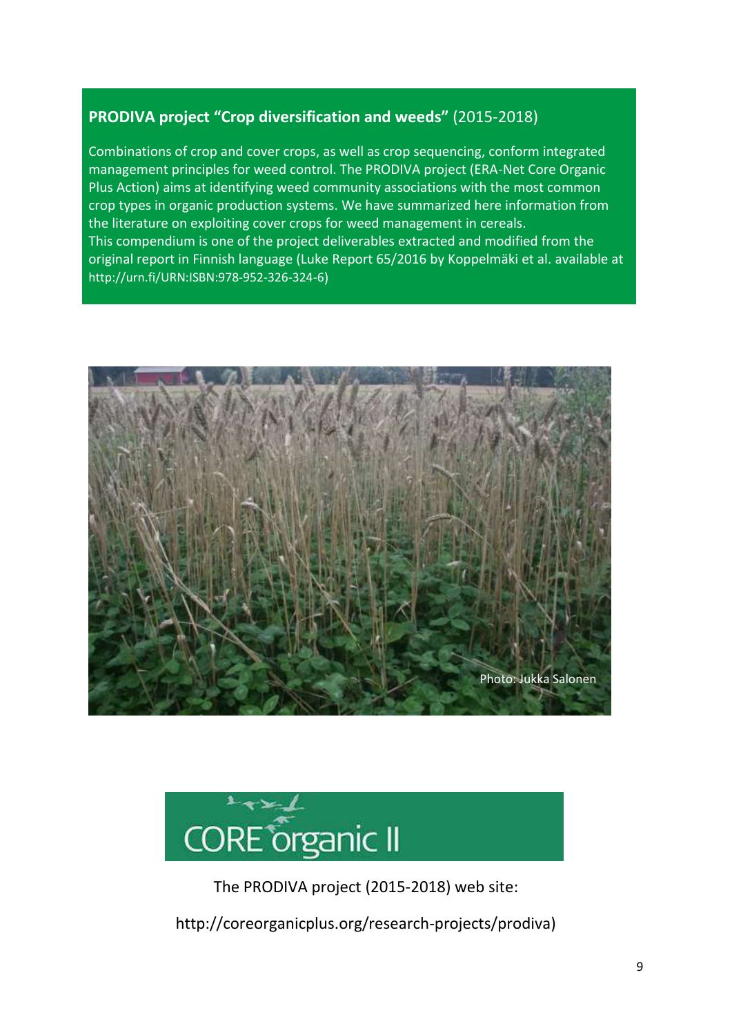**PRODIVA project "Crop diversification and weeds"** (2015-2018)

Combinations of crop and cover crops, as well as crop sequencing, conform integrated management principles for weed control. The PRODIVA project (ERA-Net Core Organic Plus Action) aims at identifying weed community associations with the most common crop types in organic production systems. We have summarized here information from the literature on exploiting cover crops for weed management in cereals.
This compendium is one of the project deliverables extracted and modified from the original report in Finnish language (Luke Report 65/2016 by Koppelmäki et al. available at http://urn.fi/URN:ISBN:978-952-326-324-6)

Photo: Jukka Salonen

CORE organic II

The PRODIVA project (2015-2018) web site:

http://coreorganicplus.org/research-projects/prodiva)